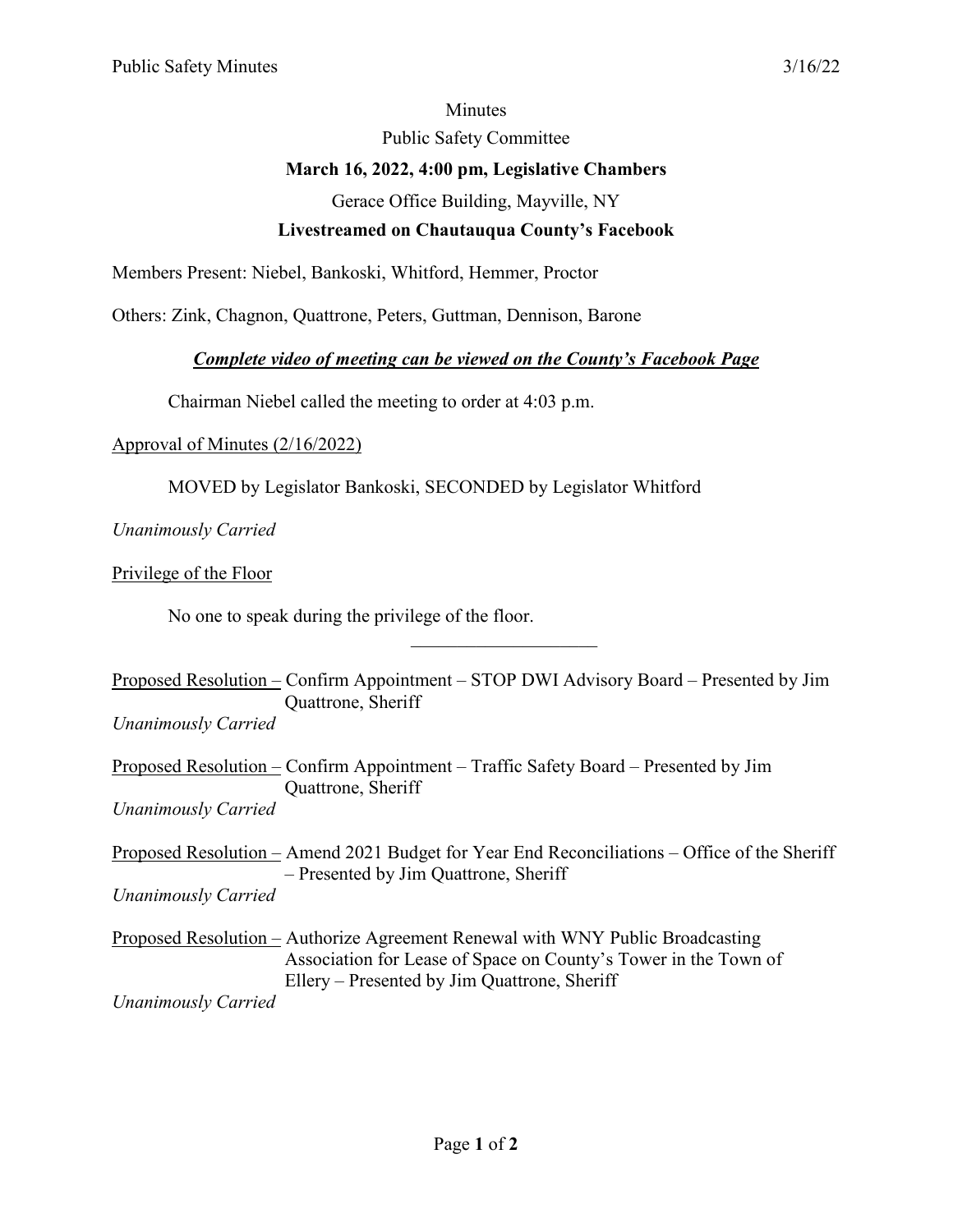Minutes

Public Safety Committee

**March 16, 2022, 4:00 pm, Legislative Chambers**

Gerace Office Building, Mayville, NY

**Livestreamed on Chautauqua County's Facebook**

Members Present: Niebel, Bankoski, Whitford, Hemmer, Proctor

Others: Zink, Chagnon, Quattrone, Peters, Guttman, Dennison, Barone

***Complete video of meeting can be viewed on the County's Facebook Page***

Chairman Niebel called the meeting to order at 4:03 p.m.

Approval of Minutes (2/16/2022)

MOVED by Legislator Bankoski, SECONDED by Legislator Whitford

*Unanimously Carried*

Privilege of the Floor

No one to speak during the privilege of the floor.

---

Proposed Resolution – Confirm Appointment – STOP DWI Advisory Board – Presented by Jim Quattrone, Sheriff

*Unanimously Carried*

Proposed Resolution – Confirm Appointment – Traffic Safety Board – Presented by Jim Quattrone, Sheriff

*Unanimously Carried*

Proposed Resolution – Amend 2021 Budget for Year End Reconciliations – Office of the Sheriff – Presented by Jim Quattrone, Sheriff

*Unanimously Carried*

Proposed Resolution – Authorize Agreement Renewal with WNY Public Broadcasting Association for Lease of Space on County's Tower in the Town of Ellery – Presented by Jim Quattrone, Sheriff

*Unanimously Carried*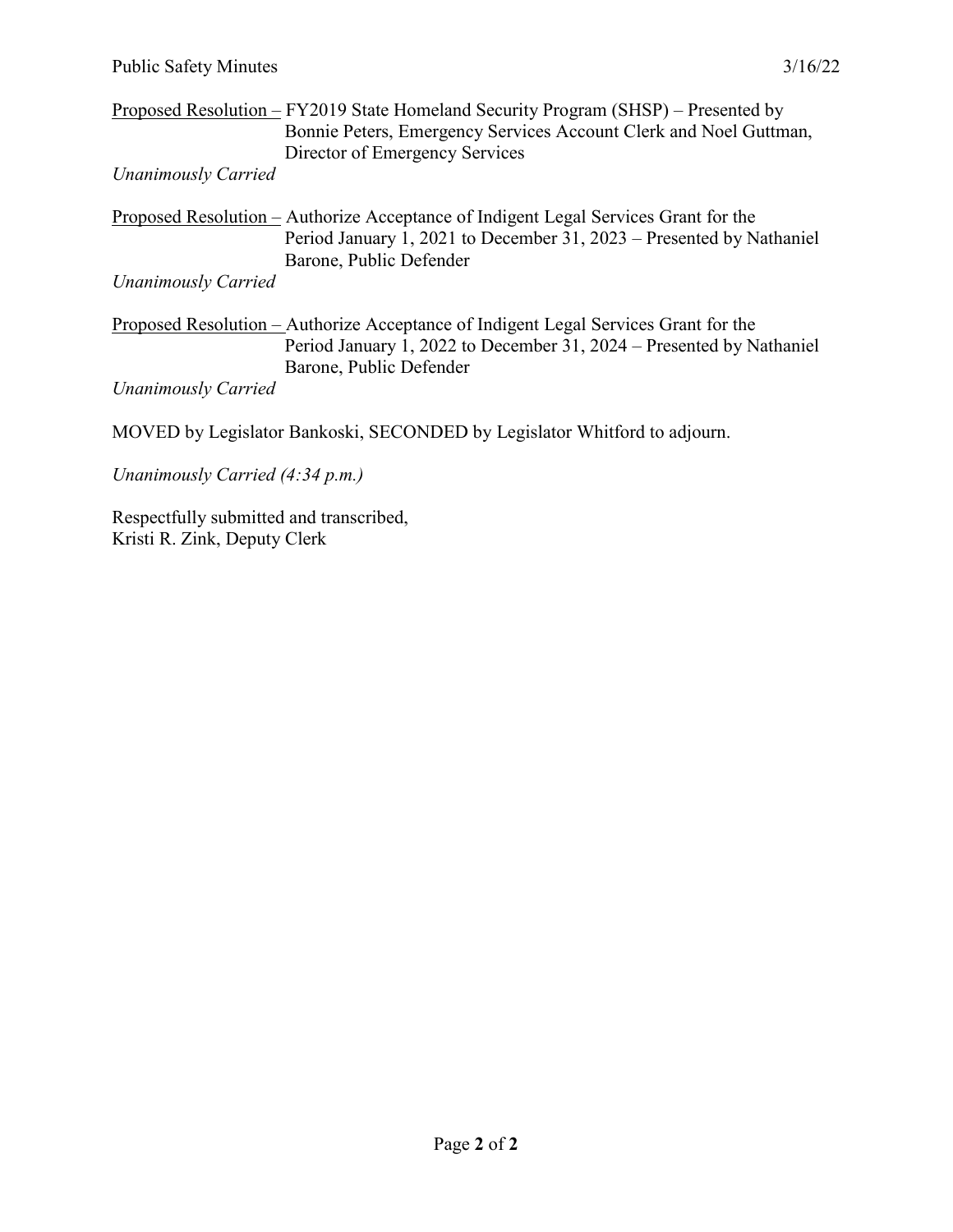Proposed Resolution – FY2019 State Homeland Security Program (SHSP) – Presented by Bonnie Peters, Emergency Services Account Clerk and Noel Guttman, Director of Emergency Services

*Unanimously Carried*

Proposed Resolution – Authorize Acceptance of Indigent Legal Services Grant for the Period January 1, 2021 to December 31, 2023 – Presented by Nathaniel Barone, Public Defender

*Unanimously Carried*

Proposed Resolution – Authorize Acceptance of Indigent Legal Services Grant for the Period January 1, 2022 to December 31, 2024 – Presented by Nathaniel Barone, Public Defender

*Unanimously Carried*

MOVED by Legislator Bankoski, SECONDED by Legislator Whitford to adjourn.

*Unanimously Carried (4:34 p.m.)*

Respectfully submitted and transcribed,
Kristi R. Zink, Deputy Clerk